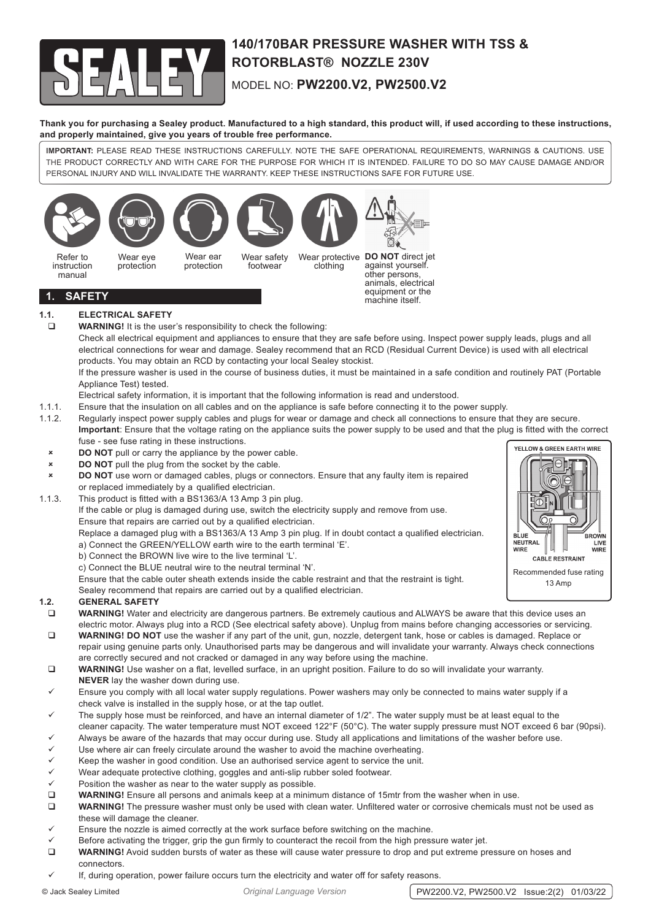# 140/170BAR PRESSURE WASHER WITH TSS & ROTORBLAST® NOZZLE 230V

MODEL NO: **PW2200.V2, PW2500.V2**

**Thank you for purchasing a Sealey product. Manufactured to a high standard, this product will, if used according to these instructions, and properly maintained, give you years of trouble free performance.**

**IMPORTANT:** PLEASE READ THESE INSTRUCTIONS CAREFULLY. NOTE THE SAFE OPERATIONAL REQUIREMENTS, WARNINGS & CAUTIONS. USE THE PRODUCT CORRECTLY AND WITH CARE FOR THE PURPOSE FOR WHICH IT IS INTENDED. FAILURE TO DO SO MAY CAUSE DAMAGE AND/OR PERSONAL INJURY AND WILL INVALIDATE THE WARRANTY. KEEP THESE INSTRUCTIONS SAFE FOR FUTURE USE.

Refer to instruction manual | Wear eye protection | Wear ear protection | Wear safety footwear | Wear protective clothing | **DO NOT** direct jet against yourself. other persons, animals, electrical equipment or the machine itself.

## 1. SAFETY

### 1.1. ELECTRICAL SAFETY

- ❑ **WARNING!** It is the user's responsibility to check the following:

  Check all electrical equipment and appliances to ensure that they are safe before using. Inspect power supply leads, plugs and all electrical connections for wear and damage. Sealey recommend that an RCD (Residual Current Device) is used with all electrical products. You may obtain an RCD by contacting your local Sealey stockist.

  If the pressure washer is used in the course of business duties, it must be maintained in a safe condition and routinely PAT (Portable Appliance Test) tested.

  Electrical safety information, it is important that the following information is read and understood.

1.1.1. Ensure that the insulation on all cables and on the appliance is safe before connecting it to the power supply.

1.1.2. Regularly inspect power supply cables and plugs for wear or damage and check all connections to ensure that they are secure.
**Important**: Ensure that the voltage rating on the appliance suits the power supply to be used and that the plug is fitted with the correct fuse - see fuse rating in these instructions.

- ✘ **DO NOT** pull or carry the appliance by the power cable.
- ✘ **DO NOT** pull the plug from the socket by the cable.
- ✘ **DO NOT** use worn or damaged cables, plugs or connectors. Ensure that any faulty item is repaired or replaced immediately by a qualified electrician.

1.1.3. This product is fitted with a BS1363/A 13 Amp 3 pin plug.
If the cable or plug is damaged during use, switch the electricity supply and remove from use.
Ensure that repairs are carried out by a qualified electrician.
Replace a damaged plug with a BS1363/A 13 Amp 3 pin plug. If in doubt contact a qualified electrician.
a) Connect the GREEN/YELLOW earth wire to the earth terminal 'E'.
b) Connect the BROWN live wire to the live terminal 'L'.
c) Connect the BLUE neutral wire to the neutral terminal 'N'.
Ensure that the cable outer sheath extends inside the cable restraint and that the restraint is tight.
Sealey recommend that repairs are carried out by a qualified electrician.

YELLOW & GREEN EARTH WIRE | BLUE NEUTRAL WIRE | BROWN LIVE WIRE | CABLE RESTRAINT

Recommended fuse rating 13 Amp

### 1.2. GENERAL SAFETY

- ❑ **WARNING!** Water and electricity are dangerous partners. Be extremely cautious and ALWAYS be aware that this device uses an electric motor. Always plug into a RCD (See electrical safety above). Unplug from mains before changing accessories or servicing.
- ❑ **WARNING! DO NOT** use the washer if any part of the unit, gun, nozzle, detergent tank, hose or cables is damaged. Replace or repair using genuine parts only. Unauthorised parts may be dangerous and will invalidate your warranty. Always check connections are correctly secured and not cracked or damaged in any way before using the machine.
- ❑ **WARNING!** Use washer on a flat, levelled surface, in an upright position. Failure to do so will invalidate your warranty. **NEVER** lay the washer down during use.
- ✓ Ensure you comply with all local water supply regulations. Power washers may only be connected to mains water supply if a check valve is installed in the supply hose, or at the tap outlet.
- ✓ The supply hose must be reinforced, and have an internal diameter of 1/2". The water supply must be at least equal to the cleaner capacity. The water temperature must NOT exceed 122°F (50°C). The water supply pressure must NOT exceed 6 bar (90psi).
- ✓ Always be aware of the hazards that may occur during use. Study all applications and limitations of the washer before use.
- ✓ Use where air can freely circulate around the washer to avoid the machine overheating.
- ✓ Keep the washer in good condition. Use an authorised service agent to service the unit.
- ✓ Wear adequate protective clothing, goggles and anti-slip rubber soled footwear.
- ✓ Position the washer as near to the water supply as possible.
- ❑ **WARNING!** Ensure all persons and animals keep at a minimum distance of 15mtr from the washer when in use.
- ❑ **WARNING!** The pressure washer must only be used with clean water. Unfiltered water or corrosive chemicals must not be used as these will damage the cleaner.
- ✓ Ensure the nozzle is aimed correctly at the work surface before switching on the machine.
- ✓ Before activating the trigger, grip the gun firmly to counteract the recoil from the high pressure water jet.
- ❑ **WARNING!** Avoid sudden bursts of water as these will cause water pressure to drop and put extreme pressure on hoses and connectors.
- ✓ If, during operation, power failure occurs turn the electricity and water off for safety reasons.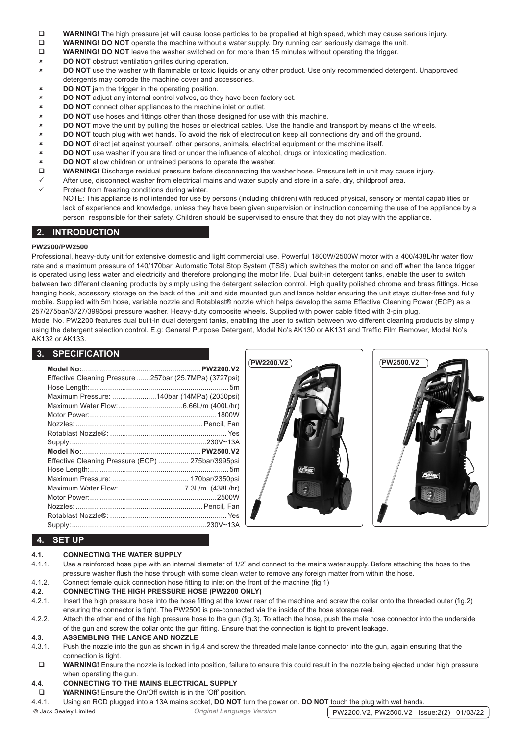- ☐ **WARNING!** The high pressure jet will cause loose particles to be propelled at high speed, which may cause serious injury.
- ☐ **WARNING! DO NOT** operate the machine without a water supply. Dry running can seriously damage the unit.
- ☐ **WARNING! DO NOT** leave the washer switched on for more than 15 minutes without operating the trigger.
- ✗ **DO NOT** obstruct ventilation grilles during operation.
- ✗ **DO NOT** use the washer with flammable or toxic liquids or any other product. Use only recommended detergent. Unapproved detergents may corrode the machine cover and accessories.
- ✗ **DO NOT** jam the trigger in the operating position.
- ✗ **DO NOT** adjust any internal control valves, as they have been factory set.
- ✗ **DO NOT** connect other appliances to the machine inlet or outlet.
- ✗ **DO NOT** use hoses and fittings other than those designed for use with this machine.
- ✗ **DO NOT** move the unit by pulling the hoses or electrical cables. Use the handle and transport by means of the wheels.
- ✗ **DO NOT** touch plug with wet hands. To avoid the risk of electrocution keep all connections dry and off the ground.
- ✗ **DO NOT** direct jet against yourself, other persons, animals, electrical equipment or the machine itself.
- ✗ **DO NOT** use washer if you are tired or under the influence of alcohol, drugs or intoxicating medication.
- ✗ **DO NOT** allow children or untrained persons to operate the washer.
- ☐ **WARNING!** Discharge residual pressure before disconnecting the washer hose. Pressure left in unit may cause injury.
- ✓ After use, disconnect washer from electrical mains and water supply and store in a safe, dry, childproof area.
- ✓ Protect from freezing conditions during winter.

NOTE: This appliance is not intended for use by persons (including children) with reduced physical, sensory or mental capabilities or lack of experience and knowledge, unless they have been given supervision or instruction concerning the use of the appliance by a person responsible for their safety. Children should be supervised to ensure that they do not play with the appliance.

## 2. INTRODUCTION

**PW2200/PW2500**

Professional, heavy-duty unit for extensive domestic and light commercial use. Powerful 1800W/2500W motor with a 400/438L/hr water flow rate and a maximum pressure of 140/170bar. Automatic Total Stop System (TSS) which switches the motor on and off when the lance trigger is operated using less water and electricity and therefore prolonging the motor life. Dual built-in detergent tanks, enable the user to switch between two different cleaning products by simply using the detergent selection control. High quality polished chrome and brass fittings. Hose hanging hook, accessory storage on the back of the unit and side mounted gun and lance holder ensuring the unit stays clutter-free and fully mobile. Supplied with 5m hose, variable nozzle and Rotablast® nozzle which helps develop the same Effective Cleaning Power (ECP) as a 257/275bar/3727/3995psi pressure washer. Heavy-duty composite wheels. Supplied with power cable fitted with 3-pin plug.
Model No. PW2200 features dual built-in dual detergent tanks, enabling the user to switch between two different cleaning products by simply using the detergent selection control. E.g: General Purpose Detergent, Model No's AK130 or AK131 and Traffic Film Remover, Model No's AK132 or AK133.

## 3. SPECIFICATION

| | |
|---|---|
| **Model No:** | **PW2200.V2** |
| Effective Cleaning Pressure | 257bar (25.7MPa) (3727psi) |
| Hose Length: | 5m |
| Maximum Pressure: | 140bar (14MPa) (2030psi) |
| Maximum Water Flow: | 6.66L/m (400L/hr) |
| Motor Power: | 1800W |
| Nozzles: | Pencil, Fan |
| Rotablast Nozzle®: | Yes |
| Supply: | 230V~13A |
| **Model No:** | **PW2500.V2** |
| Effective Cleaning Pressure (ECP) | 275bar/3995psi |
| Hose Length: | 5m |
| Maximum Pressure: | 170bar/2350psi |
| Maximum Water Flow: | 7.3L/m (438L/hr) |
| Motor Power: | 2500W |
| Nozzles: | Pencil, Fan |
| Rotablast Nozzle®: | Yes |
| Supply: | 230V~13A |

PW2200.V2

PW2500.V2

## 4. SET UP

### 4.1. CONNECTING THE WATER SUPPLY

4.1.1. Use a reinforced hose pipe with an internal diameter of 1/2" and connect to the mains water supply. Before attaching the hose to the pressure washer flush the hose through with some clean water to remove any foreign matter from within the hose.

4.1.2. Connect female quick connection hose fitting to inlet on the front of the machine (fig.1)

### 4.2. CONNECTING THE HIGH PRESSURE HOSE (PW2200 ONLY)

4.2.1. Insert the high pressure hose into the hose fitting at the lower rear of the machine and screw the collar onto the threaded outer (fig.2) ensuring the connector is tight. The PW2500 is pre-connected via the inside of the hose storage reel.

4.2.2. Attach the other end of the high pressure hose to the gun (fig.3). To attach the hose, push the male hose connector into the underside of the gun and screw the collar onto the gun fitting. Ensure that the connection is tight to prevent leakage.

### 4.3. ASSEMBLING THE LANCE AND NOZZLE

4.3.1. Push the nozzle into the gun as shown in fig.4 and screw the threaded male lance connector into the gun, again ensuring that the connection is tight.

- ☐ **WARNING!** Ensure the nozzle is locked into position, failure to ensure this could result in the nozzle being ejected under high pressure when operating the gun.

### 4.4. CONNECTING TO THE MAINS ELECTRICAL SUPPLY

- ☐ **WARNING!** Ensure the On/Off switch is in the 'Off' position.

4.4.1. Using an RCD plugged into a 13A mains socket, **DO NOT** turn the power on. **DO NOT** touch the plug with wet hands.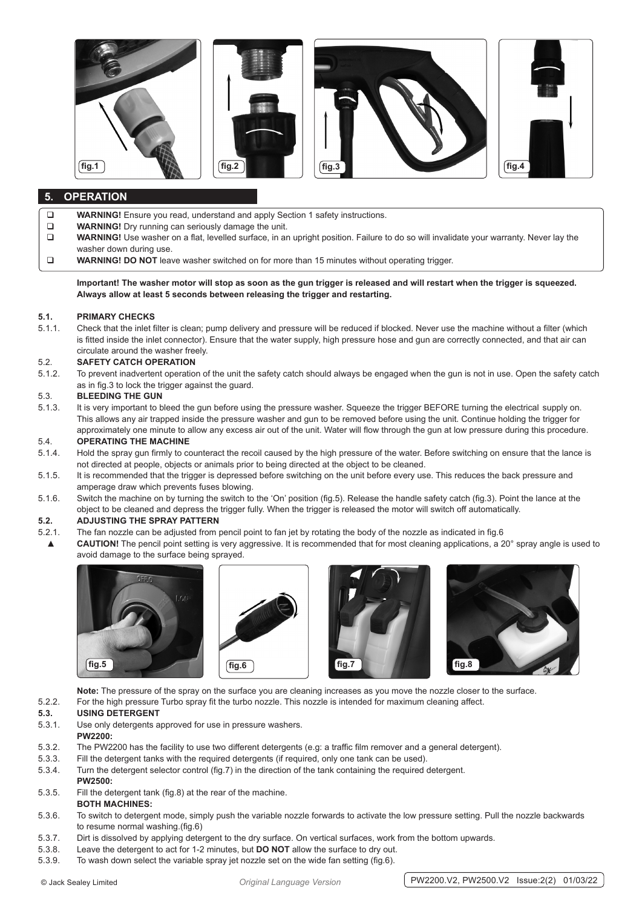fig.1 fig.2 fig.3 fig.4

## 5. OPERATION

- ☐ **WARNING!** Ensure you read, understand and apply Section 1 safety instructions.
- ☐ **WARNING!** Dry running can seriously damage the unit.
- ☐ **WARNING!** Use washer on a flat, levelled surface, in an upright position. Failure to do so will invalidate your warranty. Never lay the washer down during use.
- ☐ **WARNING! DO NOT** leave washer switched on for more than 15 minutes without operating trigger.

**Important! The washer motor will stop as soon as the gun trigger is released and will restart when the trigger is squeezed. Always allow at least 5 seconds between releasing the trigger and restarting.**

**5.1. PRIMARY CHECKS**

5.1.1. Check that the inlet filter is clean; pump delivery and pressure will be reduced if blocked. Never use the machine without a filter (which is fitted inside the inlet connector). Ensure that the water supply, high pressure hose and gun are correctly connected, and that air can circulate around the washer freely.

5.2. **SAFETY CATCH OPERATION**

5.1.2. To prevent inadvertent operation of the unit the safety catch should always be engaged when the gun is not in use. Open the safety catch as in fig.3 to lock the trigger against the guard.

5.3. **BLEEDING THE GUN**

5.1.3. It is very important to bleed the gun before using the pressure washer. Squeeze the trigger BEFORE turning the electrical supply on. This allows any air trapped inside the pressure washer and gun to be removed before using the unit. Continue holding the trigger for approximately one minute to allow any excess air out of the unit. Water will flow through the gun at low pressure during this procedure.

5.4. **OPERATING THE MACHINE**

5.1.4. Hold the spray gun firmly to counteract the recoil caused by the high pressure of the water. Before switching on ensure that the lance is not directed at people, objects or animals prior to being directed at the object to be cleaned.

5.1.5. It is recommended that the trigger is depressed before switching on the unit before every use. This reduces the back pressure and amperage draw which prevents fuses blowing.

5.1.6. Switch the machine on by turning the switch to the 'On' position (fig.5). Release the handle safety catch (fig.3). Point the lance at the object to be cleaned and depress the trigger fully. When the trigger is released the motor will switch off automatically.

**5.2. ADJUSTING THE SPRAY PATTERN**

5.2.1. The fan nozzle can be adjusted from pencil point to fan jet by rotating the body of the nozzle as indicated in fig.6

▲ **CAUTION!** The pencil point setting is very aggressive. It is recommended that for most cleaning applications, a 20° spray angle is used to avoid damage to the surface being sprayed.

fig.5 fig.6 fig.7 fig.8

**Note:** The pressure of the spray on the surface you are cleaning increases as you move the nozzle closer to the surface.

5.2.2. For the high pressure Turbo spray fit the turbo nozzle. This nozzle is intended for maximum cleaning affect.

**5.3. USING DETERGENT**

5.3.1. Use only detergents approved for use in pressure washers.

**PW2200:**

5.3.2. The PW2200 has the facility to use two different detergents (e.g: a traffic film remover and a general detergent).

5.3.3. Fill the detergent tanks with the required detergents (if required, only one tank can be used).

5.3.4. Turn the detergent selector control (fig.7) in the direction of the tank containing the required detergent.

**PW2500:**

5.3.5. Fill the detergent tank (fig.8) at the rear of the machine.

**BOTH MACHINES:**

5.3.6. To switch to detergent mode, simply push the variable nozzle forwards to activate the low pressure setting. Pull the nozzle backwards to resume normal washing.(fig.6)

5.3.7. Dirt is dissolved by applying detergent to the dry surface. On vertical surfaces, work from the bottom upwards.

5.3.8. Leave the detergent to act for 1-2 minutes, but **DO NOT** allow the surface to dry out.

5.3.9. To wash down select the variable spray jet nozzle set on the wide fan setting (fig.6).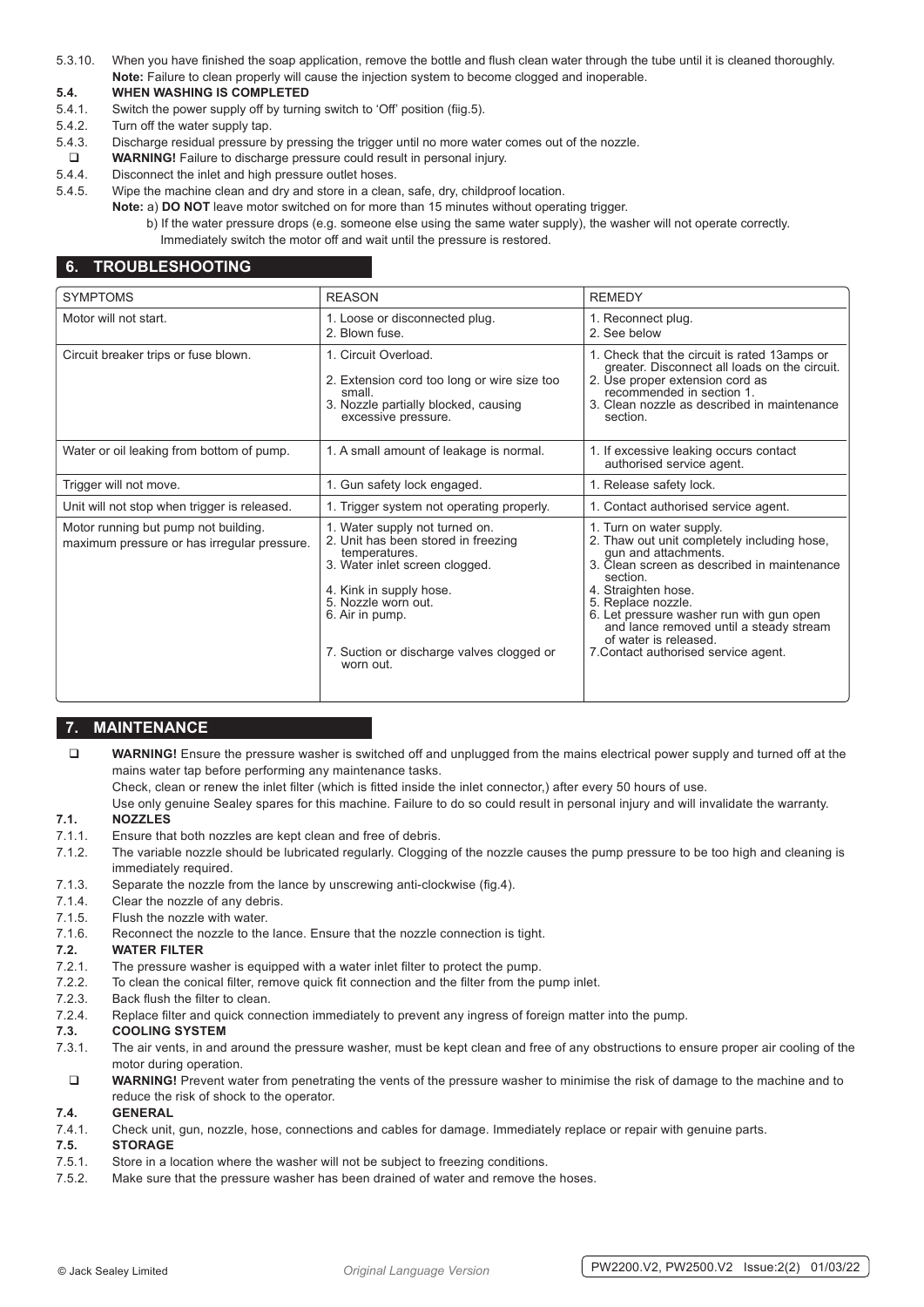5.3.10. When you have finished the soap application, remove the bottle and flush clean water through the tube until it is cleaned thoroughly. **Note:** Failure to clean properly will cause the injection system to become clogged and inoperable.

### 5.4. WHEN WASHING IS COMPLETED

5.4.1. Switch the power supply off by turning switch to 'Off' position (fiig.5).
5.4.2. Turn off the water supply tap.
5.4.3. Discharge residual pressure by pressing the trigger until no more water comes out of the nozzle.
- ❑ **WARNING!** Failure to discharge pressure could result in personal injury.

5.4.4. Disconnect the inlet and high pressure outlet hoses.
5.4.5. Wipe the machine clean and dry and store in a clean, safe, dry, childproof location.

**Note:** a) **DO NOT** leave motor switched on for more than 15 minutes without operating trigger.
b) If the water pressure drops (e.g. someone else using the same water supply), the washer will not operate correctly. Immediately switch the motor off and wait until the pressure is restored.

## 6. TROUBLESHOOTING

| SYMPTOMS | REASON | REMEDY |
|---|---|---|
| Motor will not start. | 1. Loose or disconnected plug.<br>2. Blown fuse. | 1. Reconnect plug.<br>2. See below |
| Circuit breaker trips or fuse blown. | 1. Circuit Overload.<br>2. Extension cord too long or wire size too small.<br>3. Nozzle partially blocked, causing excessive pressure. | 1. Check that the circuit is rated 13amps or greater. Disconnect all loads on the circuit.<br>2. Use proper extension cord as recommended in section 1.<br>3. Clean nozzle as described in maintenance section. |
| Water or oil leaking from bottom of pump. | 1. A small amount of leakage is normal. | 1. If excessive leaking occurs contact authorised service agent. |
| Trigger will not move. | 1. Gun safety lock engaged. | 1. Release safety lock. |
| Unit will not stop when trigger is released. | 1. Trigger system not operating properly. | 1. Contact authorised service agent. |
| Motor running but pump not building. maximum pressure or has irregular pressure. | 1. Water supply not turned on.<br>2. Unit has been stored in freezing temperatures.<br>3. Water inlet screen clogged.<br>4. Kink in supply hose.<br>5. Nozzle worn out.<br>6. Air in pump.<br>7. Suction or discharge valves clogged or worn out. | 1. Turn on water supply.<br>2. Thaw out unit completely including hose, gun and attachments.<br>3. Clean screen as described in maintenance section.<br>4. Straighten hose.<br>5. Replace nozzle.<br>6. Let pressure washer run with gun open and lance removed until a steady stream of water is released.<br>7.Contact authorised service agent. |

## 7. MAINTENANCE

- ❑ **WARNING!** Ensure the pressure washer is switched off and unplugged from the mains electrical power supply and turned off at the mains water tap before performing any maintenance tasks.

Check, clean or renew the inlet filter (which is fitted inside the inlet connector,) after every 50 hours of use.
Use only genuine Sealey spares for this machine. Failure to do so could result in personal injury and will invalidate the warranty.

### 7.1. NOZZLES

7.1.1. Ensure that both nozzles are kept clean and free of debris.
7.1.2. The variable nozzle should be lubricated regularly. Clogging of the nozzle causes the pump pressure to be too high and cleaning is immediately required.
7.1.3. Separate the nozzle from the lance by unscrewing anti-clockwise (fig.4).
7.1.4. Clear the nozzle of any debris.
7.1.5. Flush the nozzle with water.
7.1.6. Reconnect the nozzle to the lance. Ensure that the nozzle connection is tight.

### 7.2. WATER FILTER

7.2.1. The pressure washer is equipped with a water inlet filter to protect the pump.
7.2.2. To clean the conical filter, remove quick fit connection and the filter from the pump inlet.
7.2.3. Back flush the filter to clean.
7.2.4. Replace filter and quick connection immediately to prevent any ingress of foreign matter into the pump.

### 7.3. COOLING SYSTEM

7.3.1. The air vents, in and around the pressure washer, must be kept clean and free of any obstructions to ensure proper air cooling of the motor during operation.
- ❑ **WARNING!** Prevent water from penetrating the vents of the pressure washer to minimise the risk of damage to the machine and to reduce the risk of shock to the operator.

### 7.4. GENERAL

7.4.1. Check unit, gun, nozzle, hose, connections and cables for damage. Immediately replace or repair with genuine parts.

### 7.5. STORAGE

7.5.1. Store in a location where the washer will not be subject to freezing conditions.
7.5.2. Make sure that the pressure washer has been drained of water and remove the hoses.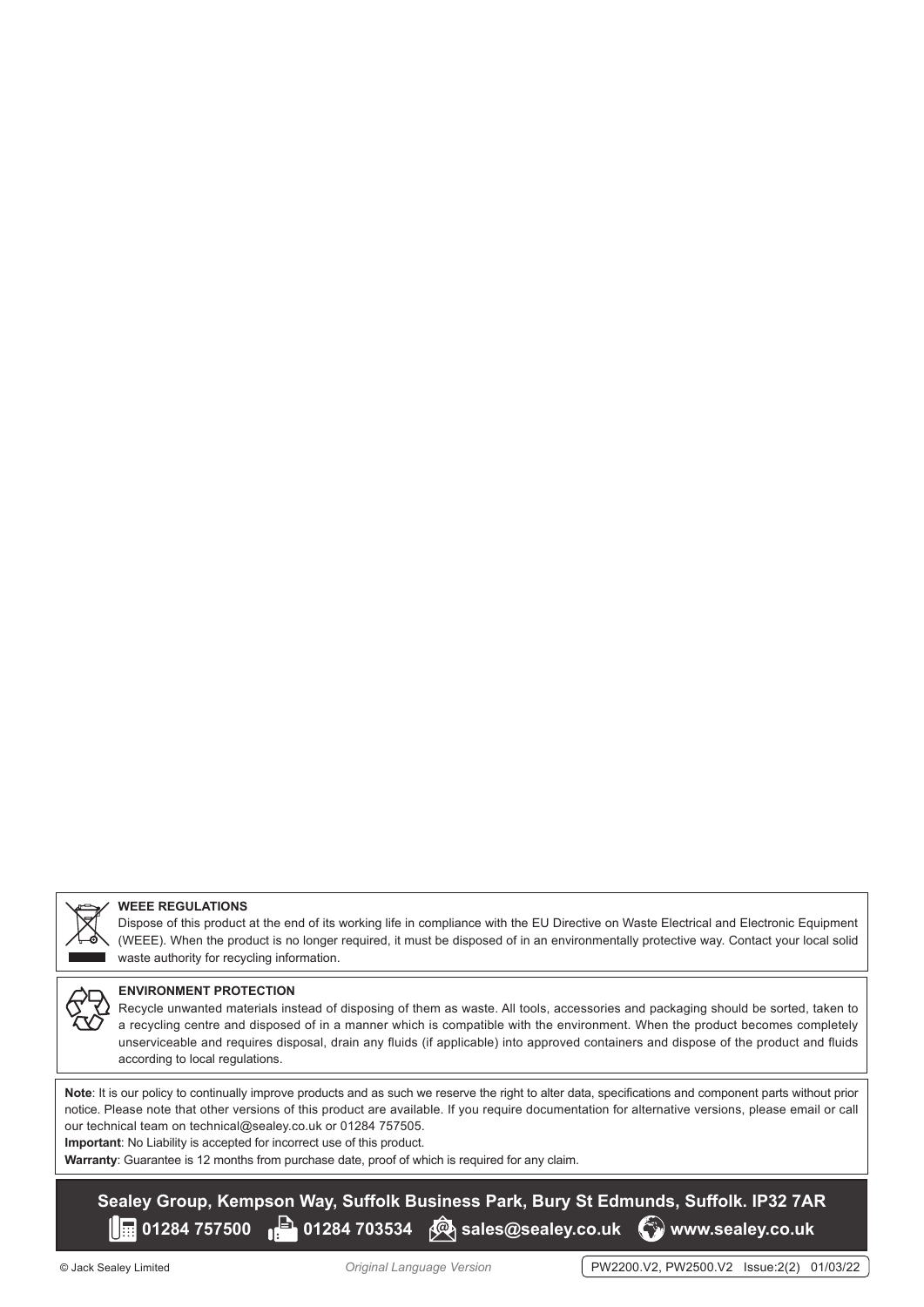### WEEE REGULATIONS

Dispose of this product at the end of its working life in compliance with the EU Directive on Waste Electrical and Electronic Equipment (WEEE). When the product is no longer required, it must be disposed of in an environmentally protective way. Contact your local solid waste authority for recycling information.

### ENVIRONMENT PROTECTION

Recycle unwanted materials instead of disposing of them as waste. All tools, accessories and packaging should be sorted, taken to a recycling centre and disposed of in a manner which is compatible with the environment. When the product becomes completely unserviceable and requires disposal, drain any fluids (if applicable) into approved containers and dispose of the product and fluids according to local regulations.

**Note**: It is our policy to continually improve products and as such we reserve the right to alter data, specifications and component parts without prior notice. Please note that other versions of this product are available. If you require documentation for alternative versions, please email or call our technical team on technical@sealey.co.uk or 01284 757505.

**Important**: No Liability is accepted for incorrect use of this product.

**Warranty**: Guarantee is 12 months from purchase date, proof of which is required for any claim.

**Sealey Group, Kempson Way, Suffolk Business Park, Bury St Edmunds, Suffolk. IP32 7AR**

**01284 757500** **01284 703534** **sales@sealey.co.uk** **www.sealey.co.uk**

© Jack Sealey Limited *Original Language Version* PW2200.V2, PW2500.V2 Issue:2(2) 01/03/22